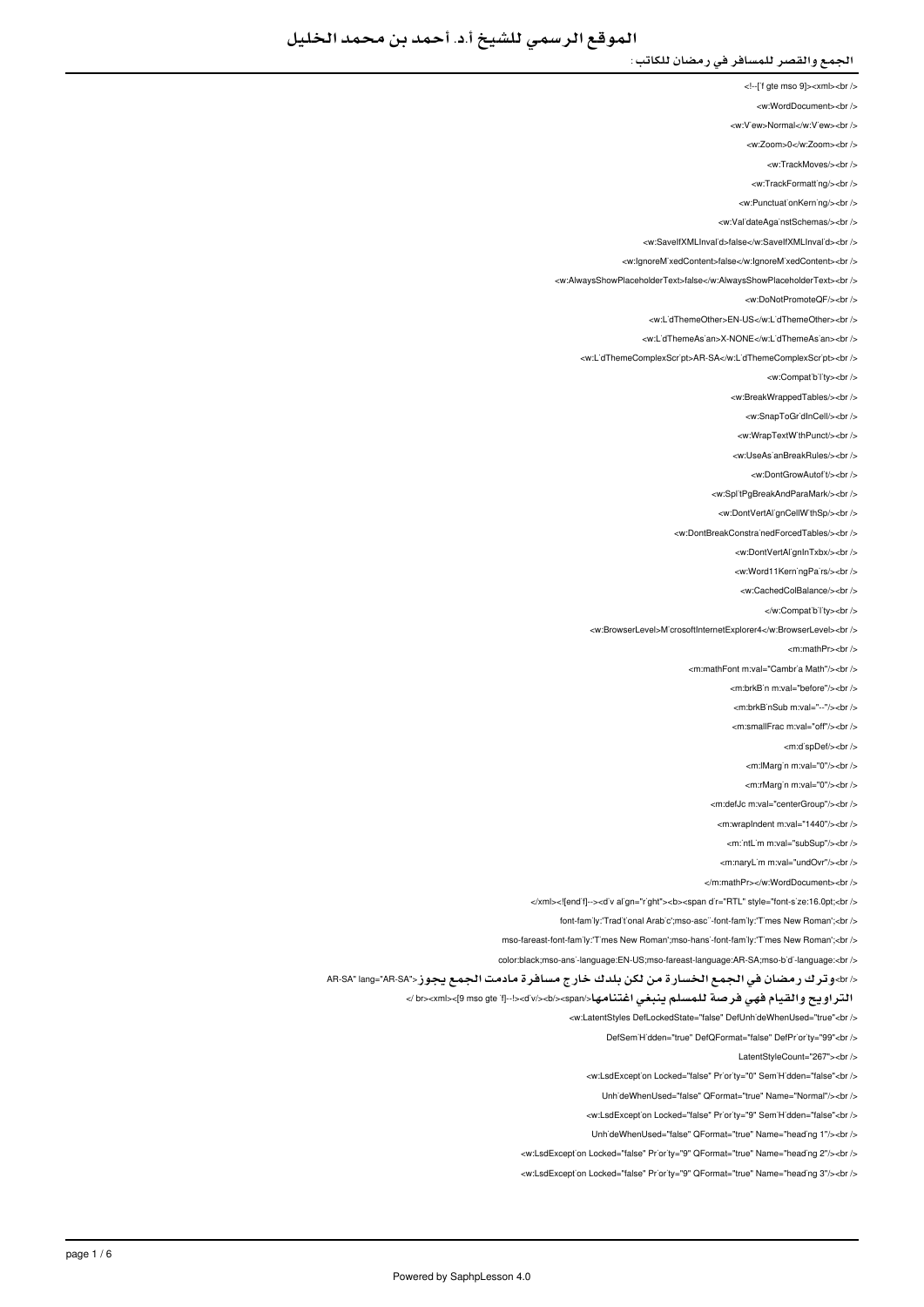# الموقع الرسمي للشيخ أ.د. أحمد بن محمد الخليل

الجمع والقصر للمسافر في رمضان للكاتب :

```
<!--[if gte mso 9]><xml><br />
<w:WordDocument><br />
<w:View>Normal</w:View><br />
<w:Zoom>0</w:Zoom><br />
<w:TrackMoves/><br />
<w:TrackFormatting/><br />
<w:PunctuationKerning/><br />
<w:ValidateAgainstSchemas/><br />
<w:SaveIfXMLInvalid>false</w:SaveIfXMLInvalid><br />
<w:IgnoreMixedContent>false</w:IgnoreMixedContent><br />
<w:AlwaysShowPlaceholderText>false</w:AlwaysShowPlaceholderText><br />
<w:DoNotPromoteQF/><br />
<w:LidThemeOther>EN-US</w:LidThemeOther><br />
<w:LidThemeAsian>X-NONE</w:LidThemeAsian><br />
<w:LidThemeComplexScript>AR-SA</w:LidThemeComplexScript><br />
<w:Compatibility><br />
<w:BreakWrappedTables/><br />
<w:SnapToGridInCell/><br />
<w:WrapTextWithPunct/><br />
<w:UseAsianBreakRules/><br />
<w:DontGrowAutofit/><br />
<w:SplitPgBreakAndParaMark/><br />
<w:DontVertAlignCellWithSp/><br />
<w:DontBreakConstrainedForcedTables/><br />
<w:DontVertAlignInTxbx/><br />
<w:Word11KerningPairs/><br />
<w:CachedColBalance/><br />
</w:Compatibility><br />
<w:BrowserLevel>MicrosoftInternetExplorer4</w:BrowserLevel><br />
<m:mathPr><br />
<m:mathFont m:val="Cambria Math"/><br />
<m:brkBin m:val="before"/><br />
<m:brkBinSub m:val="--"/><br />
<m:smallFrac m:val="off"/><br />
<m:dispDef/><br />
<m:lMargin m:val="0"/><br />
<m:rMargin m:val="0"/><br />
<m:defJc m:val="centerGroup"/><br />
<m:wrapIndent m:val="1440"/><br />
<m:intLim m:val="subSup"/><br />
<m:naryLim m:val="undOvr"/><br />
</m:mathPr></w:WordDocument><br />
</xml><![endif]--><div align="right"><b><span dir="RTL" style="font-size:16.0pt;<br />
font-family:'Traditional Arabic';mso-ascii-font-family:'Times New Roman';<br />
mso-fareast-font-family:'Times New Roman';mso-hansi-font-family:'Times New Roman';<br />
color:black;mso-ansi-language:EN-US;mso-fareast-language:AR-SA;mso-bidi-language:<br />
AR-SA" lang="AR-SA">وترك رمضان في الجمع الخسارة من لكن بلدك خارج مسافرة مادمت الجمع يجوز<br />
التراويح والقيام فهي فرصة للمسلم ينبغي اغتنامها</span></b></div><!--[if gte mso 9]><xml><br />
<w:LatentStyles DefLockedState="false" DefUnhideWhenUsed="true"<br />
DefSemiHidden="true" DefQFormat="false" DefPriority="99"<br />
LatentStyleCount="267"><br />
<w:LsdException Locked="false" Priority="0" SemiHidden="false"<br />
UnhideWhenUsed="false" QFormat="true" Name="Normal"/><br />
<w:LsdException Locked="false" Priority="9" SemiHidden="false"<br />
UnhideWhenUsed="false" QFormat="true" Name="heading 1"/><br />
<w:LsdException Locked="false" Priority="9" QFormat="true" Name="heading 2"/><br />
<w:LsdException Locked="false" Priority="9" QFormat="true" Name="heading 3"/><br />
```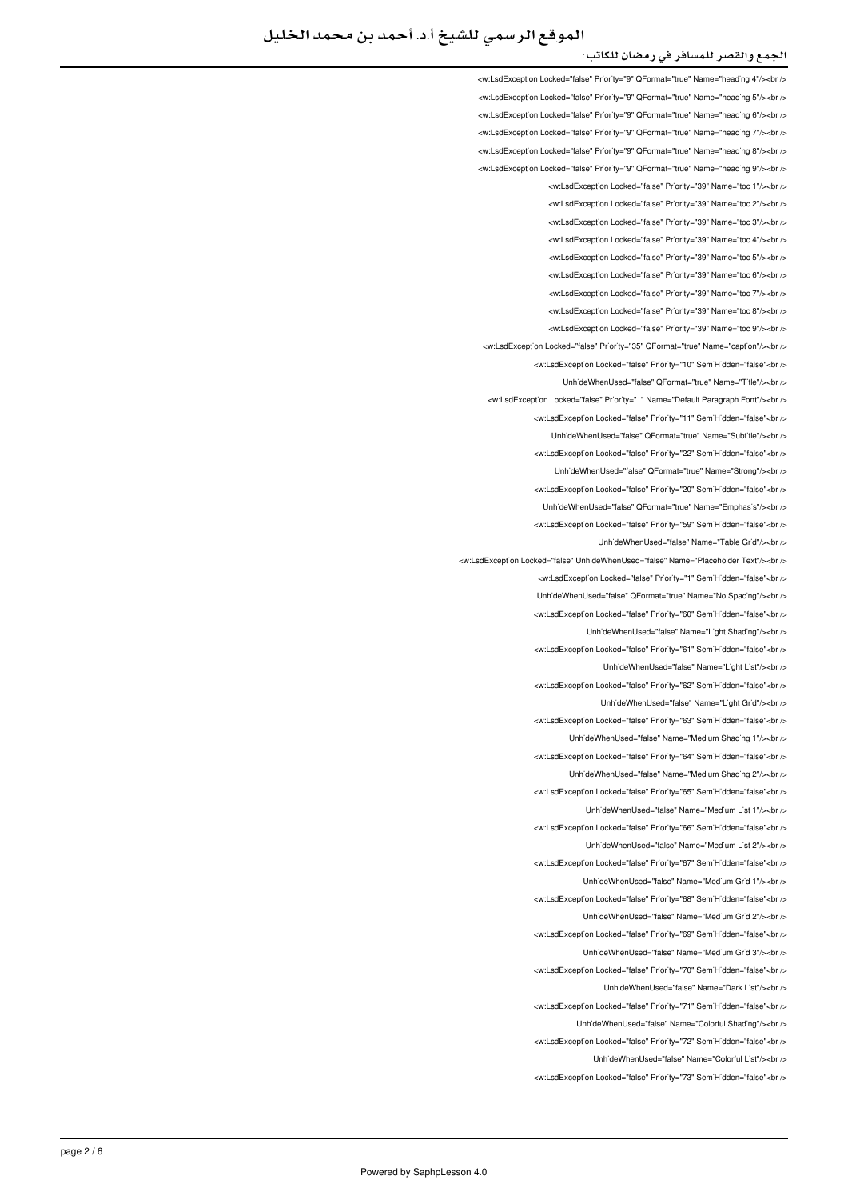```
<w:LsdExcept´on Locked="false" Pr´or´ty="9" QFormat="true" Name="head´ng 4"/><br />
<w:LsdExcept´on Locked="false" Pr´or´ty="9" QFormat="true" Name="head´ng 5"/><br />
<w:LsdExcept´on Locked="false" Pr´or´ty="9" QFormat="true" Name="head´ng 6"/><br />
<w:LsdExcept´on Locked="false" Pr´or´ty="9" QFormat="true" Name="head´ng 7"/><br />
<w:LsdExcept´on Locked="false" Pr´or´ty="9" QFormat="true" Name="head´ng 8"/><br />
<w:LsdExcept´on Locked="false" Pr´or´ty="9" QFormat="true" Name="head´ng 9"/><br />
<w:LsdExcept´on Locked="false" Pr´or´ty="39" Name="toc 1"/><br />
<w:LsdExcept´on Locked="false" Pr´or´ty="39" Name="toc 2"/><br />
<w:LsdExcept´on Locked="false" Pr´or´ty="39" Name="toc 3"/><br />
<w:LsdExcept´on Locked="false" Pr´or´ty="39" Name="toc 4"/><br />
<w:LsdExcept´on Locked="false" Pr´or´ty="39" Name="toc 5"/><br />
<w:LsdExcept´on Locked="false" Pr´or´ty="39" Name="toc 6"/><br />
<w:LsdExcept´on Locked="false" Pr´or´ty="39" Name="toc 7"/><br />
<w:LsdExcept´on Locked="false" Pr´or´ty="39" Name="toc 8"/><br />
<w:LsdExcept´on Locked="false" Pr´or´ty="39" Name="toc 9"/><br />
<w:LsdExcept´on Locked="false" Pr´or´ty="35" QFormat="true" Name="capt´on"/><br />
<w:LsdExcept´on Locked="false" Pr´or´ty="10" Sem´H´dden="false"<br />
Unh´deWhenUsed="false" QFormat="true" Name="T´tle"/><br />
<w:LsdExcept´on Locked="false" Pr´or´ty="1" Name="Default Paragraph Font"/><br />
<w:LsdExcept´on Locked="false" Pr´or´ty="11" Sem´H´dden="false"<br />
Unh´deWhenUsed="false" QFormat="true" Name="Subt´tle"/><br />
<w:LsdExcept´on Locked="false" Pr´or´ty="22" Sem´H´dden="false"<br />
Unh´deWhenUsed="false" QFormat="true" Name="Strong"/><br />
<w:LsdExcept´on Locked="false" Pr´or´ty="20" Sem´H´dden="false"<br />
Unh´deWhenUsed="false" QFormat="true" Name="Emphas´s"/><br />
<w:LsdExcept´on Locked="false" Pr´or´ty="59" Sem´H´dden="false"<br />
Unh´deWhenUsed="false" Name="Table Gr´d"/><br />
<w:LsdExcept´on Locked="false" Unh´deWhenUsed="false" Name="Placeholder Text"/><br />
<w:LsdExcept´on Locked="false" Pr´or´ty="1" Sem´H´dden="false"<br />
Unh´deWhenUsed="false" QFormat="true" Name="No Spac´ng"/><br />
<w:LsdExcept´on Locked="false" Pr´or´ty="60" Sem´H´dden="false"<br />
Unh´deWhenUsed="false" Name="L´ght Shad´ng"/><br />
<w:LsdExcept´on Locked="false" Pr´or´ty="61" Sem´H´dden="false"<br />
Unh´deWhenUsed="false" Name="L´ght L´st"/><br />
<w:LsdExcept´on Locked="false" Pr´or´ty="62" Sem´H´dden="false"<br />
Unh´deWhenUsed="false" Name="L´ght Gr´d"/><br />
<w:LsdExcept´on Locked="false" Pr´or´ty="63" Sem´H´dden="false"<br />
Unh´deWhenUsed="false" Name="Med´um Shad´ng 1"/><br />
<w:LsdExcept´on Locked="false" Pr´or´ty="64" Sem´H´dden="false"<br />
Unh´deWhenUsed="false" Name="Med´um Shad´ng 2"/><br />
<w:LsdExcept´on Locked="false" Pr´or´ty="65" Sem´H´dden="false"<br />
Unh´deWhenUsed="false" Name="Med´um L´st 1"/><br />
<w:LsdExcept´on Locked="false" Pr´or´ty="66" Sem´H´dden="false"<br />
Unh´deWhenUsed="false" Name="Med´um L´st 2"/><br />
<w:LsdExcept´on Locked="false" Pr´or´ty="67" Sem´H´dden="false"<br />
Unh´deWhenUsed="false" Name="Med´um Gr´d 1"/><br />
<w:LsdExcept´on Locked="false" Pr´or´ty="68" Sem´H´dden="false"<br />
Unh´deWhenUsed="false" Name="Med´um Gr´d 2"/><br />
<w:LsdExcept´on Locked="false" Pr´or´ty="69" Sem´H´dden="false"<br />
Unh´deWhenUsed="false" Name="Med´um Gr´d 3"/><br />
<w:LsdExcept´on Locked="false" Pr´or´ty="70" Sem´H´dden="false"<br />
Unh´deWhenUsed="false" Name="Dark L´st"/><br />
<w:LsdExcept´on Locked="false" Pr´or´ty="71" Sem´H´dden="false"<br />
Unh´deWhenUsed="false" Name="Colorful Shad´ng"/><br />
<w:LsdExcept´on Locked="false" Pr´or´ty="72" Sem´H´dden="false"<br />
Unh´deWhenUsed="false" Name="Colorful L´st"/><br />
<w:LsdExcept´on Locked="false" Pr´or´ty="73" Sem´H´dden="false"<br />
```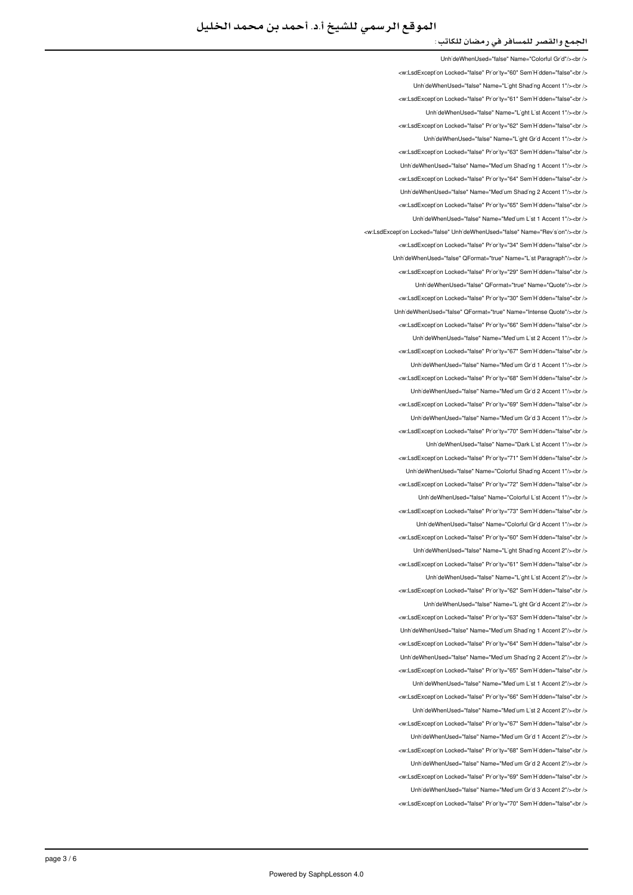UnhideWhenUsed="false" Name="Colorful Grid"/><br />

<w:LsdException Locked="false" Priority="60" SemiHidden="false"<br />

UnhideWhenUsed="false" Name="Light Shading Accent 1"/><br />

<w:LsdException Locked="false" Priority="61" SemiHidden="false"<br />

UnhideWhenUsed="false" Name="Light List Accent 1"/><br />

<w:LsdException Locked="false" Priority="62" SemiHidden="false"<br />

UnhideWhenUsed="false" Name="Light Grid Accent 1"/><br />

<w:LsdException Locked="false" Priority="63" SemiHidden="false"<br />

UnhideWhenUsed="false" Name="Medium Shading 1 Accent 1"/><br />

<w:LsdException Locked="false" Priority="64" SemiHidden="false"<br />

UnhideWhenUsed="false" Name="Medium Shading 2 Accent 1"/><br />

<w:LsdException Locked="false" Priority="65" SemiHidden="false"<br />

UnhideWhenUsed="false" Name="Medium List 1 Accent 1"/><br />

<w:LsdException Locked="false" UnhideWhenUsed="false" Name="Revision"/><br />

<w:LsdException Locked="false" Priority="34" SemiHidden="false"<br />

UnhideWhenUsed="false" QFormat="true" Name="List Paragraph"/><br />

<w:LsdException Locked="false" Priority="29" SemiHidden="false"<br />

UnhideWhenUsed="false" QFormat="true" Name="Quote"/><br />

<w:LsdException Locked="false" Priority="30" SemiHidden="false"<br />

UnhideWhenUsed="false" QFormat="true" Name="Intense Quote"/><br />

<w:LsdException Locked="false" Priority="66" SemiHidden="false"<br />

UnhideWhenUsed="false" Name="Medium List 2 Accent 1"/><br />

<w:LsdException Locked="false" Priority="67" SemiHidden="false"<br />

UnhideWhenUsed="false" Name="Medium Grid 1 Accent 1"/><br />

<w:LsdException Locked="false" Priority="68" SemiHidden="false"<br />

UnhideWhenUsed="false" Name="Medium Grid 2 Accent 1"/><br />

<w:LsdException Locked="false" Priority="69" SemiHidden="false"<br />

UnhideWhenUsed="false" Name="Medium Grid 3 Accent 1"/><br />

<w:LsdException Locked="false" Priority="70" SemiHidden="false"<br />

UnhideWhenUsed="false" Name="Dark List Accent 1"/><br />

<w:LsdException Locked="false" Priority="71" SemiHidden="false"<br />

UnhideWhenUsed="false" Name="Colorful Shading Accent 1"/><br />

<w:LsdException Locked="false" Priority="72" SemiHidden="false"<br />

UnhideWhenUsed="false" Name="Colorful List Accent 1"/><br />

<w:LsdException Locked="false" Priority="73" SemiHidden="false"<br />

UnhideWhenUsed="false" Name="Colorful Grid Accent 1"/><br />

<w:LsdException Locked="false" Priority="60" SemiHidden="false"<br />

UnhideWhenUsed="false" Name="Light Shading Accent 2"/><br />

<w:LsdException Locked="false" Priority="61" SemiHidden="false"<br />

UnhideWhenUsed="false" Name="Light List Accent 2"/><br />

<w:LsdException Locked="false" Priority="62" SemiHidden="false"<br />

UnhideWhenUsed="false" Name="Light Grid Accent 2"/><br />

<w:LsdException Locked="false" Priority="63" SemiHidden="false"<br />

UnhideWhenUsed="false" Name="Medium Shading 1 Accent 2"/><br />

<w:LsdException Locked="false" Priority="64" SemiHidden="false"<br />

UnhideWhenUsed="false" Name="Medium Shading 2 Accent 2"/><br />

<w:LsdException Locked="false" Priority="65" SemiHidden="false"<br />

UnhideWhenUsed="false" Name="Medium List 1 Accent 2"/><br />

<w:LsdException Locked="false" Priority="66" SemiHidden="false"<br />

UnhideWhenUsed="false" Name="Medium List 2 Accent 2"/><br />

<w:LsdException Locked="false" Priority="67" SemiHidden="false"<br />

UnhideWhenUsed="false" Name="Medium Grid 1 Accent 2"/><br />

<w:LsdException Locked="false" Priority="68" SemiHidden="false"<br />

UnhideWhenUsed="false" Name="Medium Grid 2 Accent 2"/><br />

<w:LsdException Locked="false" Priority="69" SemiHidden="false"<br />

UnhideWhenUsed="false" Name="Medium Grid 3 Accent 2"/><br />

<w:LsdException Locked="false" Priority="70" SemiHidden="false"<br />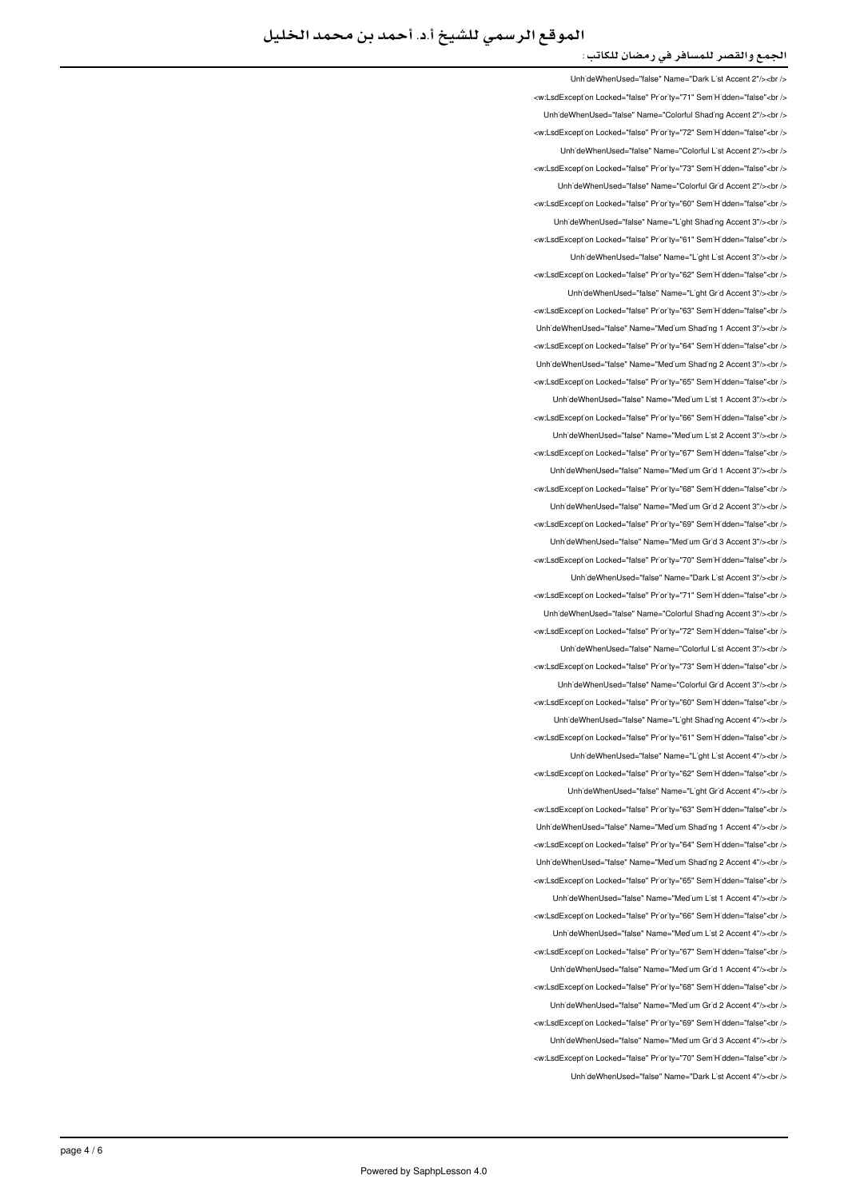```
Unh`deWhenUsed="false" Name="Dark L`st Accent 2"/><br />
<w:LsdExcept`on Locked="false" Pr`or`ty="71" Sem`H`dden="false"<br />
Unh`deWhenUsed="false" Name="Colorful Shad`ng Accent 2"/><br />
<w:LsdExcept`on Locked="false" Pr`or`ty="72" Sem`H`dden="false"<br />
Unh`deWhenUsed="false" Name="Colorful L`st Accent 2"/><br />
<w:LsdExcept`on Locked="false" Pr`or`ty="73" Sem`H`dden="false"<br />
Unh`deWhenUsed="false" Name="Colorful Gr`d Accent 2"/><br />
<w:LsdExcept`on Locked="false" Pr`or`ty="60" Sem`H`dden="false"<br />
Unh`deWhenUsed="false" Name="L`ght Shad`ng Accent 3"/><br />
<w:LsdExcept`on Locked="false" Pr`or`ty="61" Sem`H`dden="false"<br />
Unh`deWhenUsed="false" Name="L`ght L`st Accent 3"/><br />
<w:LsdExcept`on Locked="false" Pr`or`ty="62" Sem`H`dden="false"<br />
Unh`deWhenUsed="false" Name="L`ght Gr`d Accent 3"/><br />
<w:LsdExcept`on Locked="false" Pr`or`ty="63" Sem`H`dden="false"<br />
Unh`deWhenUsed="false" Name="Med`um Shad`ng 1 Accent 3"/><br />
<w:LsdExcept`on Locked="false" Pr`or`ty="64" Sem`H`dden="false"<br />
Unh`deWhenUsed="false" Name="Med`um Shad`ng 2 Accent 3"/><br />
<w:LsdExcept`on Locked="false" Pr`or`ty="65" Sem`H`dden="false"<br />
Unh`deWhenUsed="false" Name="Med`um L`st 1 Accent 3"/><br />
<w:LsdExcept`on Locked="false" Pr`or`ty="66" Sem`H`dden="false"<br />
Unh`deWhenUsed="false" Name="Med`um L`st 2 Accent 3"/><br />
<w:LsdExcept`on Locked="false" Pr`or`ty="67" Sem`H`dden="false"<br />
Unh`deWhenUsed="false" Name="Med`um Gr`d 1 Accent 3"/><br />
<w:LsdExcept`on Locked="false" Pr`or`ty="68" Sem`H`dden="false"<br />
Unh`deWhenUsed="false" Name="Med`um Gr`d 2 Accent 3"/><br />
<w:LsdExcept`on Locked="false" Pr`or`ty="69" Sem`H`dden="false"<br />
Unh`deWhenUsed="false" Name="Med`um Gr`d 3 Accent 3"/><br />
<w:LsdExcept`on Locked="false" Pr`or`ty="70" Sem`H`dden="false"<br />
Unh`deWhenUsed="false" Name="Dark L`st Accent 3"/><br />
<w:LsdExcept`on Locked="false" Pr`or`ty="71" Sem`H`dden="false"<br />
Unh`deWhenUsed="false" Name="Colorful Shad`ng Accent 3"/><br />
<w:LsdExcept`on Locked="false" Pr`or`ty="72" Sem`H`dden="false"<br />
Unh`deWhenUsed="false" Name="Colorful L`st Accent 3"/><br />
<w:LsdExcept`on Locked="false" Pr`or`ty="73" Sem`H`dden="false"<br />
Unh`deWhenUsed="false" Name="Colorful Gr`d Accent 3"/><br />
<w:LsdExcept`on Locked="false" Pr`or`ty="60" Sem`H`dden="false"<br />
Unh`deWhenUsed="false" Name="L`ght Shad`ng Accent 4"/><br />
<w:LsdExcept`on Locked="false" Pr`or`ty="61" Sem`H`dden="false"<br />
Unh`deWhenUsed="false" Name="L`ght L`st Accent 4"/><br />
<w:LsdExcept`on Locked="false" Pr`or`ty="62" Sem`H`dden="false"<br />
Unh`deWhenUsed="false" Name="L`ght Gr`d Accent 4"/><br />
<w:LsdExcept`on Locked="false" Pr`or`ty="63" Sem`H`dden="false"<br />
Unh`deWhenUsed="false" Name="Med`um Shad`ng 1 Accent 4"/><br />
<w:LsdExcept`on Locked="false" Pr`or`ty="64" Sem`H`dden="false"<br />
Unh`deWhenUsed="false" Name="Med`um Shad`ng 2 Accent 4"/><br />
<w:LsdExcept`on Locked="false" Pr`or`ty="65" Sem`H`dden="false"<br />
Unh`deWhenUsed="false" Name="Med`um L`st 1 Accent 4"/><br />
<w:LsdExcept`on Locked="false" Pr`or`ty="66" Sem`H`dden="false"<br />
Unh`deWhenUsed="false" Name="Med`um L`st 2 Accent 4"/><br />
<w:LsdExcept`on Locked="false" Pr`or`ty="67" Sem`H`dden="false"<br />
Unh`deWhenUsed="false" Name="Med`um Gr`d 1 Accent 4"/><br />
<w:LsdExcept`on Locked="false" Pr`or`ty="68" Sem`H`dden="false"<br />
Unh`deWhenUsed="false" Name="Med`um Gr`d 2 Accent 4"/><br />
<w:LsdExcept`on Locked="false" Pr`or`ty="69" Sem`H`dden="false"<br />
Unh`deWhenUsed="false" Name="Med`um Gr`d 3 Accent 4"/><br />
<w:LsdExcept`on Locked="false" Pr`or`ty="70" Sem`H`dden="false"<br />
Unh`deWhenUsed="false" Name="Dark L`st Accent 4"/><br />
```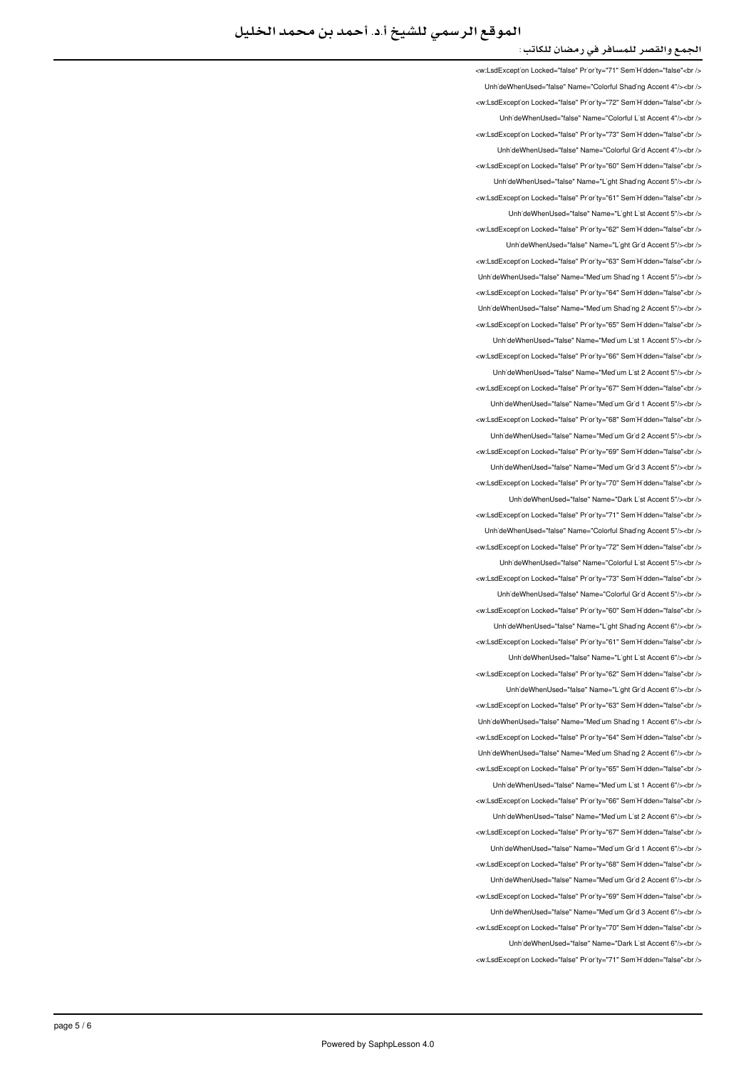```
<w:LsdExcept`on Locked="false" Pr`or`ty="71" Sem`H`dden="false"<br />
Unh`deWhenUsed="false" Name="Colorful Shad`ng Accent 4"/><br />
<w:LsdExcept`on Locked="false" Pr`or`ty="72" Sem`H`dden="false"<br />
Unh`deWhenUsed="false" Name="Colorful L`st Accent 4"/><br />
<w:LsdExcept`on Locked="false" Pr`or`ty="73" Sem`H`dden="false"<br />
Unh`deWhenUsed="false" Name="Colorful Gr`d Accent 4"/><br />
<w:LsdExcept`on Locked="false" Pr`or`ty="60" Sem`H`dden="false"<br />
Unh`deWhenUsed="false" Name="L`ght Shad`ng Accent 5"/><br />
<w:LsdExcept`on Locked="false" Pr`or`ty="61" Sem`H`dden="false"<br />
Unh`deWhenUsed="false" Name="L`ght L`st Accent 5"/><br />
<w:LsdExcept`on Locked="false" Pr`or`ty="62" Sem`H`dden="false"<br />
Unh`deWhenUsed="false" Name="L`ght Gr`d Accent 5"/><br />
<w:LsdExcept`on Locked="false" Pr`or`ty="63" Sem`H`dden="false"<br />
Unh`deWhenUsed="false" Name="Med`um Shad`ng 1 Accent 5"/><br />
<w:LsdExcept`on Locked="false" Pr`or`ty="64" Sem`H`dden="false"<br />
Unh`deWhenUsed="false" Name="Med`um Shad`ng 2 Accent 5"/><br />
<w:LsdExcept`on Locked="false" Pr`or`ty="65" Sem`H`dden="false"<br />
Unh`deWhenUsed="false" Name="Med`um L`st 1 Accent 5"/><br />
<w:LsdExcept`on Locked="false" Pr`or`ty="66" Sem`H`dden="false"<br />
Unh`deWhenUsed="false" Name="Med`um L`st 2 Accent 5"/><br />
<w:LsdExcept`on Locked="false" Pr`or`ty="67" Sem`H`dden="false"<br />
Unh`deWhenUsed="false" Name="Med`um Gr`d 1 Accent 5"/><br />
<w:LsdExcept`on Locked="false" Pr`or`ty="68" Sem`H`dden="false"<br />
Unh`deWhenUsed="false" Name="Med`um Gr`d 2 Accent 5"/><br />
<w:LsdExcept`on Locked="false" Pr`or`ty="69" Sem`H`dden="false"<br />
Unh`deWhenUsed="false" Name="Med`um Gr`d 3 Accent 5"/><br />
<w:LsdExcept`on Locked="false" Pr`or`ty="70" Sem`H`dden="false"<br />
Unh`deWhenUsed="false" Name="Dark L`st Accent 5"/><br />
<w:LsdExcept`on Locked="false" Pr`or`ty="71" Sem`H`dden="false"<br />
Unh`deWhenUsed="false" Name="Colorful Shad`ng Accent 5"/><br />
<w:LsdExcept`on Locked="false" Pr`or`ty="72" Sem`H`dden="false"<br />
Unh`deWhenUsed="false" Name="Colorful L`st Accent 5"/><br />
<w:LsdExcept`on Locked="false" Pr`or`ty="73" Sem`H`dden="false"<br />
Unh`deWhenUsed="false" Name="Colorful Gr`d Accent 5"/><br />
<w:LsdExcept`on Locked="false" Pr`or`ty="60" Sem`H`dden="false"<br />
Unh`deWhenUsed="false" Name="L`ght Shad`ng Accent 6"/><br />
<w:LsdExcept`on Locked="false" Pr`or`ty="61" Sem`H`dden="false"<br />
Unh`deWhenUsed="false" Name="L`ght L`st Accent 6"/><br />
<w:LsdExcept`on Locked="false" Pr`or`ty="62" Sem`H`dden="false"<br />
Unh`deWhenUsed="false" Name="L`ght Gr`d Accent 6"/><br />
<w:LsdExcept`on Locked="false" Pr`or`ty="63" Sem`H`dden="false"<br />
Unh`deWhenUsed="false" Name="Med`um Shad`ng 1 Accent 6"/><br />
<w:LsdExcept`on Locked="false" Pr`or`ty="64" Sem`H`dden="false"<br />
Unh`deWhenUsed="false" Name="Med`um Shad`ng 2 Accent 6"/><br />
<w:LsdExcept`on Locked="false" Pr`or`ty="65" Sem`H`dden="false"<br />
Unh`deWhenUsed="false" Name="Med`um L`st 1 Accent 6"/><br />
<w:LsdExcept`on Locked="false" Pr`or`ty="66" Sem`H`dden="false"<br />
Unh`deWhenUsed="false" Name="Med`um L`st 2 Accent 6"/><br />
<w:LsdExcept`on Locked="false" Pr`or`ty="67" Sem`H`dden="false"<br />
Unh`deWhenUsed="false" Name="Med`um Gr`d 1 Accent 6"/><br />
<w:LsdExcept`on Locked="false" Pr`or`ty="68" Sem`H`dden="false"<br />
Unh`deWhenUsed="false" Name="Med`um Gr`d 2 Accent 6"/><br />
<w:LsdExcept`on Locked="false" Pr`or`ty="69" Sem`H`dden="false"<br />
Unh`deWhenUsed="false" Name="Med`um Gr`d 3 Accent 6"/><br />
<w:LsdExcept`on Locked="false" Pr`or`ty="70" Sem`H`dden="false"<br />
Unh`deWhenUsed="false" Name="Dark L`st Accent 6"/><br />
<w:LsdExcept`on Locked="false" Pr`or`ty="71" Sem`H`dden="false"<br />
```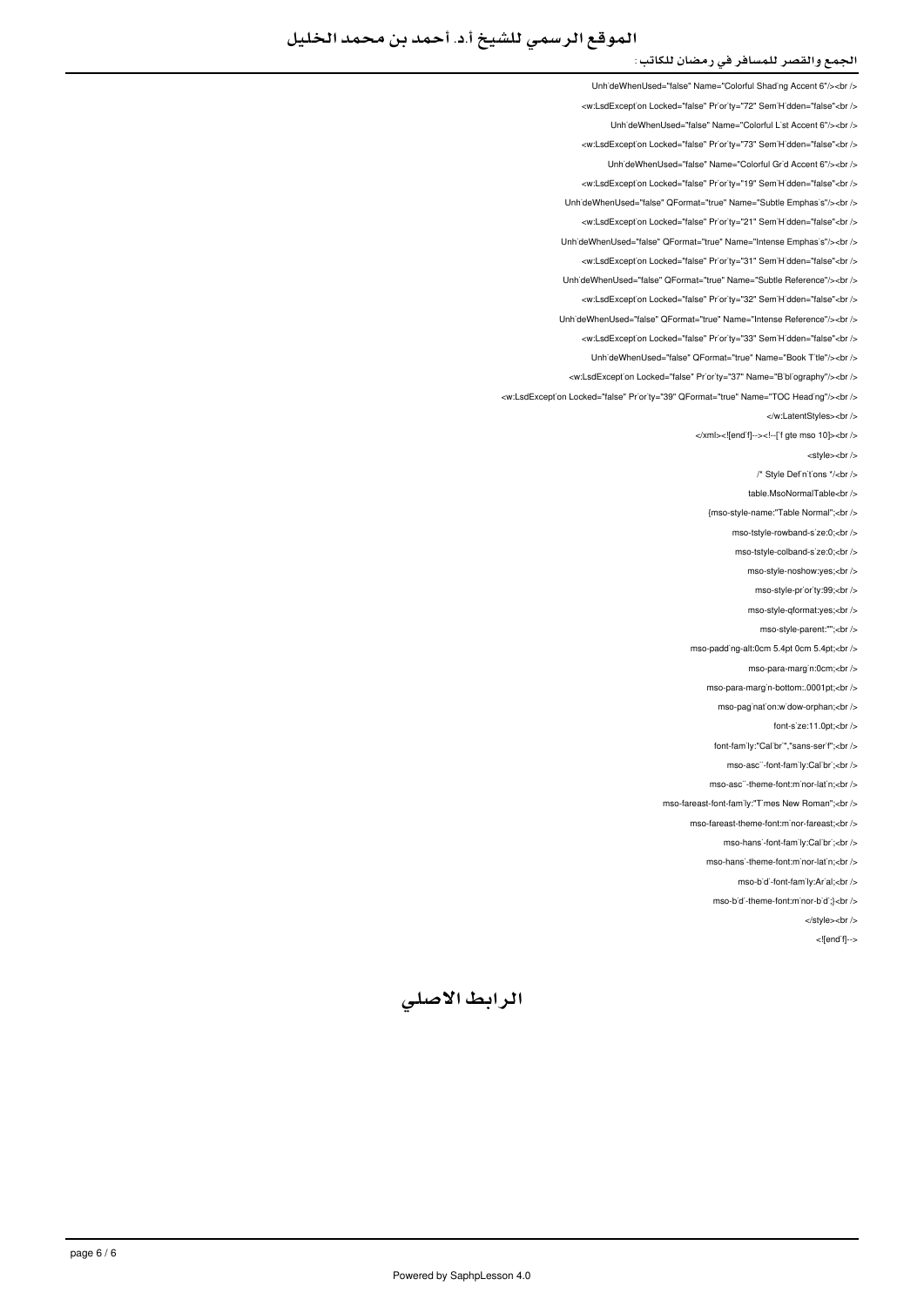UnhideWhenUsed="false" Name="Colorful Shading Accent 6"/><br />

<w:LsdException Locked="false" Priority="72" SemiHidden="false"<br />

UnhideWhenUsed="false" Name="Colorful List Accent 6"/><br />

<w:LsdException Locked="false" Priority="73" SemiHidden="false"<br />

UnhideWhenUsed="false" Name="Colorful Grid Accent 6"/><br />

<w:LsdException Locked="false" Priority="19" SemiHidden="false"<br />

UnhideWhenUsed="false" QFormat="true" Name="Subtle Emphasis"/><br />

<w:LsdException Locked="false" Priority="21" SemiHidden="false"<br />

UnhideWhenUsed="false" QFormat="true" Name="Intense Emphasis"/><br />

<w:LsdException Locked="false" Priority="31" SemiHidden="false"<br />

UnhideWhenUsed="false" QFormat="true" Name="Subtle Reference"/><br />

<w:LsdException Locked="false" Priority="32" SemiHidden="false"<br />

UnhideWhenUsed="false" QFormat="true" Name="Intense Reference"/><br />

<w:LsdException Locked="false" Priority="33" SemiHidden="false"<br />

UnhideWhenUsed="false" QFormat="true" Name="Book Title"/><br />

<w:LsdException Locked="false" Priority="37" Name="Bibliography"/><br />

<w:LsdException Locked="false" Priority="39" QFormat="true" Name="TOC Heading"/><br />

</w:LatentStyles><br />

</xml><![endif]--><!--[if gte mso 10]><br />

<style><br />

/* Style Definitions */<br />

table.MsoNormalTable<br />

{mso-style-name:"Table Normal";<br />

mso-tstyle-rowband-size:0;<br />

mso-tstyle-colband-size:0;<br />

mso-style-noshow:yes;<br />

mso-style-priority:99;<br />

mso-style-qformat:yes;<br />

mso-style-parent:"";<br />

mso-padding-alt:0cm 5.4pt 0cm 5.4pt;<br />

mso-para-margin:0cm;<br />

mso-para-margin-bottom:.0001pt;<br />

mso-pagination:widow-orphan;<br />

font-size:11.0pt;<br />

font-family:"Calibri","sans-serif";<br />

mso-ascii-font-family:Calibri;<br />

mso-ascii-theme-font:minor-latin;<br />

mso-fareast-font-family:"Times New Roman";<br />

mso-fareast-theme-font:minor-fareast;<br />

mso-hansi-font-family:Calibri;<br />

mso-hansi-theme-font:minor-latin;<br />

mso-bidi-font-family:Arial;<br />

mso-bidi-theme-font:minor-bidi;}<br />

</style><br />

<![endif]-->

## الرابط الاصلي